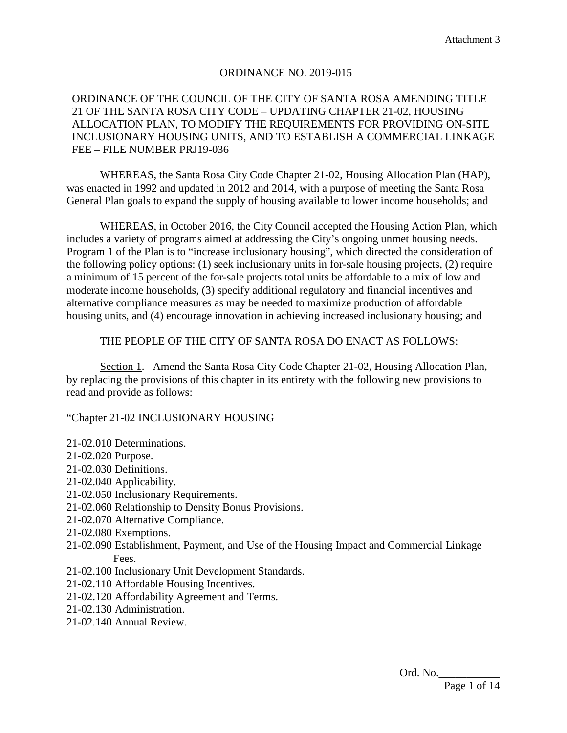Attachment 3

# ORDINANCE NO. 2019-015

ORDINANCE OF THE COUNCIL OF THE CITY OF SANTA ROSA AMENDING TITLE 21 OF THE SANTA ROSA CITY CODE – UPDATING CHAPTER 21-02, HOUSING ALLOCATION PLAN, TO MODIFY THE REQUIREMENTS FOR PROVIDING ON-SITE INCLUSIONARY HOUSING UNITS, AND TO ESTABLISH A COMMERCIAL LINKAGE FEE – FILE NUMBER PRJ19-036

WHEREAS, the Santa Rosa City Code Chapter 21-02, Housing Allocation Plan (HAP), was enacted in 1992 and updated in 2012 and 2014, with a purpose of meeting the Santa Rosa General Plan goals to expand the supply of housing available to lower income households; and

WHEREAS, in October 2016, the City Council accepted the Housing Action Plan, which includes a variety of programs aimed at addressing the City's ongoing unmet housing needs. Program 1 of the Plan is to "increase inclusionary housing", which directed the consideration of the following policy options: (1) seek inclusionary units in for-sale housing projects, (2) require a minimum of 15 percent of the for-sale projects total units be affordable to a mix of low and moderate income households, (3) specify additional regulatory and financial incentives and alternative compliance measures as may be needed to maximize production of affordable housing units, and (4) encourage innovation in achieving increased inclusionary housing; and

THE PEOPLE OF THE CITY OF SANTA ROSA DO ENACT AS FOLLOWS:

Section 1. Amend the Santa Rosa City Code Chapter 21-02, Housing Allocation Plan, by replacing the provisions of this chapter in its entirety with the following new provisions to read and provide as follows:

"Chapter 21-02 INCLUSIONARY HOUSING

21-02.010 Determinations.
21-02.020 Purpose.
21-02.030 Definitions.
21-02.040 Applicability.
21-02.050 Inclusionary Requirements.
21-02.060 Relationship to Density Bonus Provisions.
21-02.070 Alternative Compliance.
21-02.080 Exemptions.
21-02.090 Establishment, Payment, and Use of the Housing Impact and Commercial Linkage Fees.
21-02.100 Inclusionary Unit Development Standards.
21-02.110 Affordable Housing Incentives.
21-02.120 Affordability Agreement and Terms.
21-02.130 Administration.
21-02.140 Annual Review.

Ord. No.__________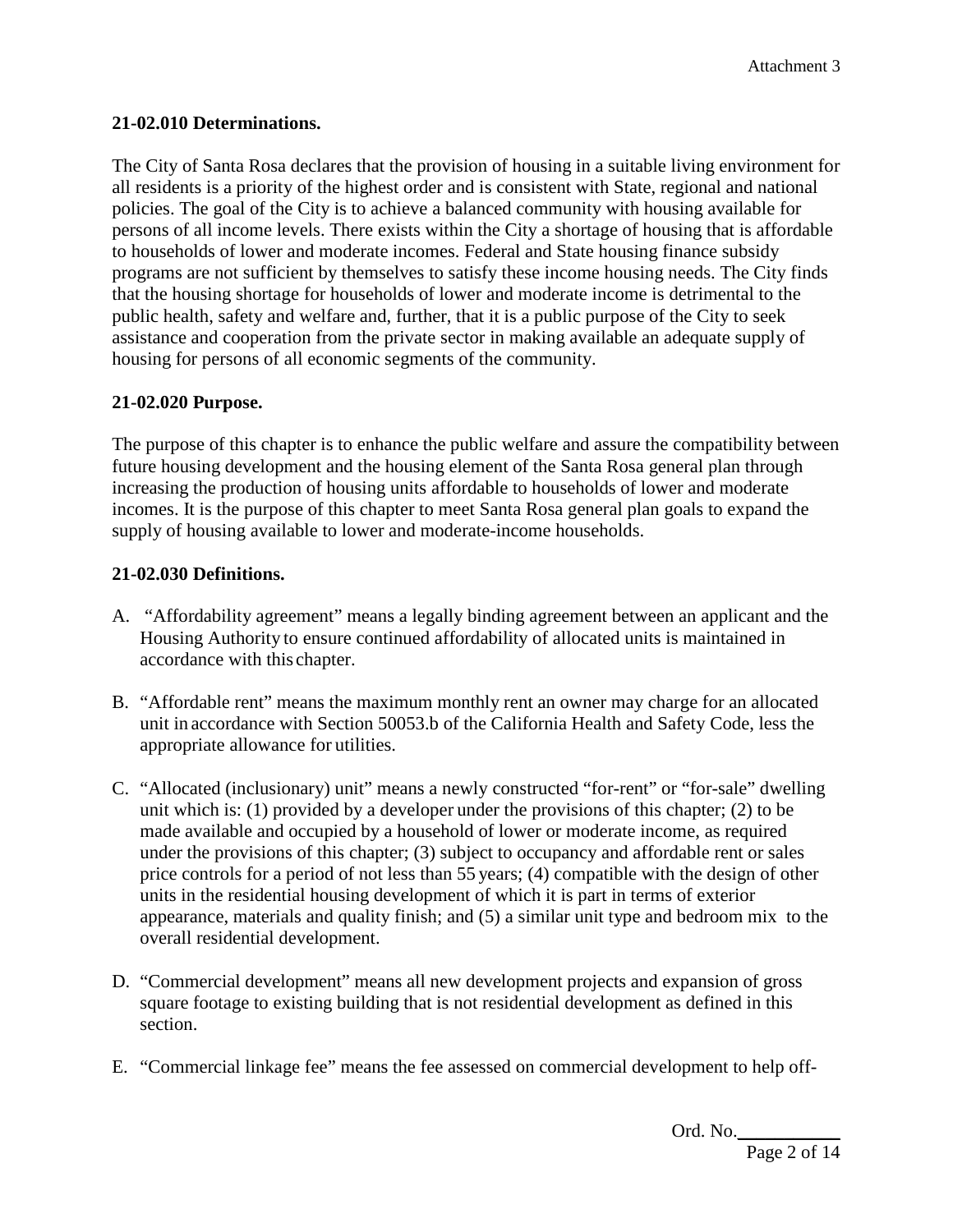### 21-02.010 Determinations.

The City of Santa Rosa declares that the provision of housing in a suitable living environment for all residents is a priority of the highest order and is consistent with State, regional and national policies. The goal of the City is to achieve a balanced community with housing available for persons of all income levels. There exists within the City a shortage of housing that is affordable to households of lower and moderate incomes. Federal and State housing finance subsidy programs are not sufficient by themselves to satisfy these income housing needs. The City finds that the housing shortage for households of lower and moderate income is detrimental to the public health, safety and welfare and, further, that it is a public purpose of the City to seek assistance and cooperation from the private sector in making available an adequate supply of housing for persons of all economic segments of the community.

### 21-02.020 Purpose.

The purpose of this chapter is to enhance the public welfare and assure the compatibility between future housing development and the housing element of the Santa Rosa general plan through increasing the production of housing units affordable to households of lower and moderate incomes. It is the purpose of this chapter to meet Santa Rosa general plan goals to expand the supply of housing available to lower and moderate-income households.

### 21-02.030 Definitions.

A. "Affordability agreement" means a legally binding agreement between an applicant and the Housing Authority to ensure continued affordability of allocated units is maintained in accordance with this chapter.

B. "Affordable rent" means the maximum monthly rent an owner may charge for an allocated unit in accordance with Section 50053.b of the California Health and Safety Code, less the appropriate allowance for utilities.

C. "Allocated (inclusionary) unit" means a newly constructed "for-rent" or "for-sale" dwelling unit which is: (1) provided by a developer under the provisions of this chapter; (2) to be made available and occupied by a household of lower or moderate income, as required under the provisions of this chapter; (3) subject to occupancy and affordable rent or sales price controls for a period of not less than 55 years; (4) compatible with the design of other units in the residential housing development of which it is part in terms of exterior appearance, materials and quality finish; and (5) a similar unit type and bedroom mix to the overall residential development.

D. "Commercial development" means all new development projects and expansion of gross square footage to existing building that is not residential development as defined in this section.

E. "Commercial linkage fee" means the fee assessed on commercial development to help off-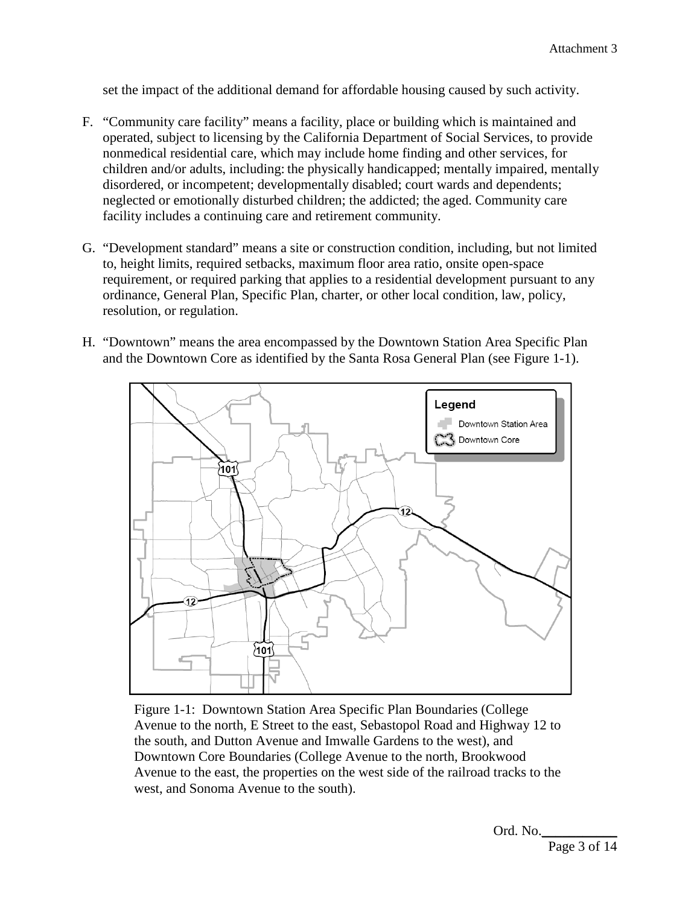set the impact of the additional demand for affordable housing caused by such activity.

F. "Community care facility" means a facility, place or building which is maintained and operated, subject to licensing by the California Department of Social Services, to provide nonmedical residential care, which may include home finding and other services, for children and/or adults, including: the physically handicapped; mentally impaired, mentally disordered, or incompetent; developmentally disabled; court wards and dependents; neglected or emotionally disturbed children; the addicted; the aged. Community care facility includes a continuing care and retirement community.

G. "Development standard" means a site or construction condition, including, but not limited to, height limits, required setbacks, maximum floor area ratio, onsite open-space requirement, or required parking that applies to a residential development pursuant to any ordinance, General Plan, Specific Plan, charter, or other local condition, law, policy, resolution, or regulation.

H. "Downtown" means the area encompassed by the Downtown Station Area Specific Plan and the Downtown Core as identified by the Santa Rosa General Plan (see Figure 1-1).

Figure 1-1: Downtown Station Area Specific Plan Boundaries (College Avenue to the north, E Street to the east, Sebastopol Road and Highway 12 to the south, and Dutton Avenue and Imwalle Gardens to the west), and Downtown Core Boundaries (College Avenue to the north, Brookwood Avenue to the east, the properties on the west side of the railroad tracks to the west, and Sonoma Avenue to the south).

Ord. No.__________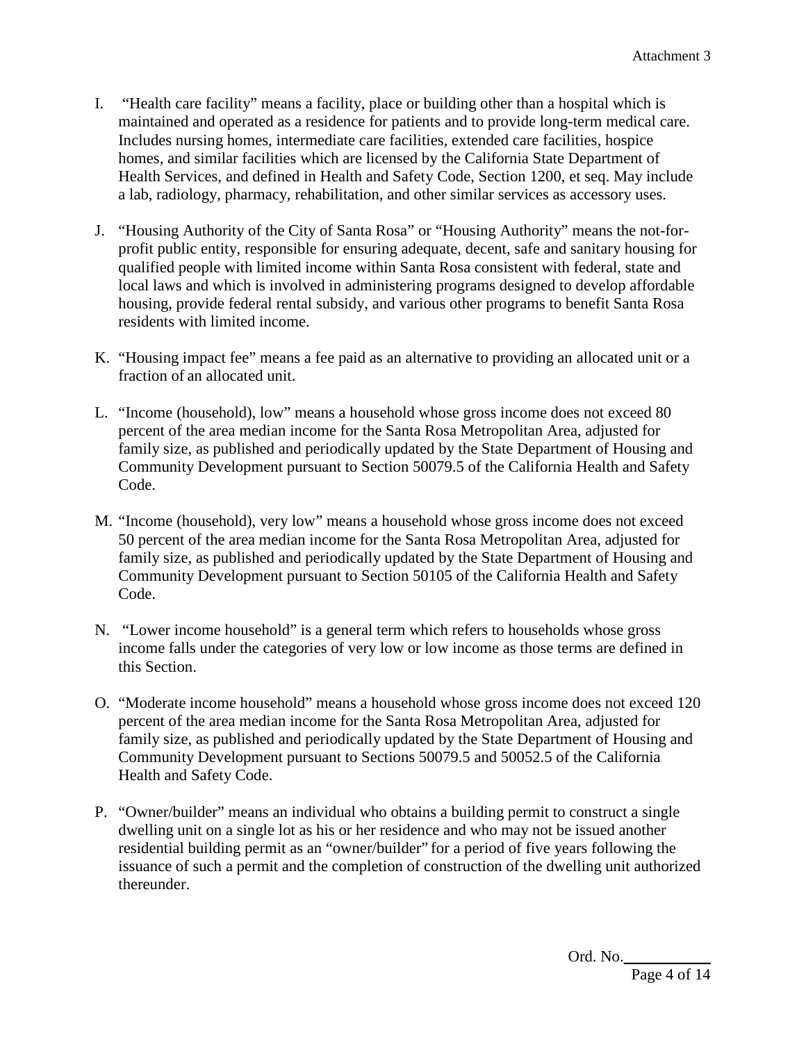I. "Health care facility" means a facility, place or building other than a hospital which is maintained and operated as a residence for patients and to provide long-term medical care. Includes nursing homes, intermediate care facilities, extended care facilities, hospice homes, and similar facilities which are licensed by the California State Department of Health Services, and defined in Health and Safety Code, Section 1200, et seq. May include a lab, radiology, pharmacy, rehabilitation, and other similar services as accessory uses.

J. "Housing Authority of the City of Santa Rosa" or "Housing Authority" means the not-for-profit public entity, responsible for ensuring adequate, decent, safe and sanitary housing for qualified people with limited income within Santa Rosa consistent with federal, state and local laws and which is involved in administering programs designed to develop affordable housing, provide federal rental subsidy, and various other programs to benefit Santa Rosa residents with limited income.

K. "Housing impact fee" means a fee paid as an alternative to providing an allocated unit or a fraction of an allocated unit.

L. "Income (household), low" means a household whose gross income does not exceed 80 percent of the area median income for the Santa Rosa Metropolitan Area, adjusted for family size, as published and periodically updated by the State Department of Housing and Community Development pursuant to Section 50079.5 of the California Health and Safety Code.

M. "Income (household), very low" means a household whose gross income does not exceed 50 percent of the area median income for the Santa Rosa Metropolitan Area, adjusted for family size, as published and periodically updated by the State Department of Housing and Community Development pursuant to Section 50105 of the California Health and Safety Code.

N. "Lower income household" is a general term which refers to households whose gross income falls under the categories of very low or low income as those terms are defined in this Section.

O. "Moderate income household" means a household whose gross income does not exceed 120 percent of the area median income for the Santa Rosa Metropolitan Area, adjusted for family size, as published and periodically updated by the State Department of Housing and Community Development pursuant to Sections 50079.5 and 50052.5 of the California Health and Safety Code.

P. "Owner/builder" means an individual who obtains a building permit to construct a single dwelling unit on a single lot as his or her residence and who may not be issued another residential building permit as an "owner/builder" for a period of five years following the issuance of such a permit and the completion of construction of the dwelling unit authorized thereunder.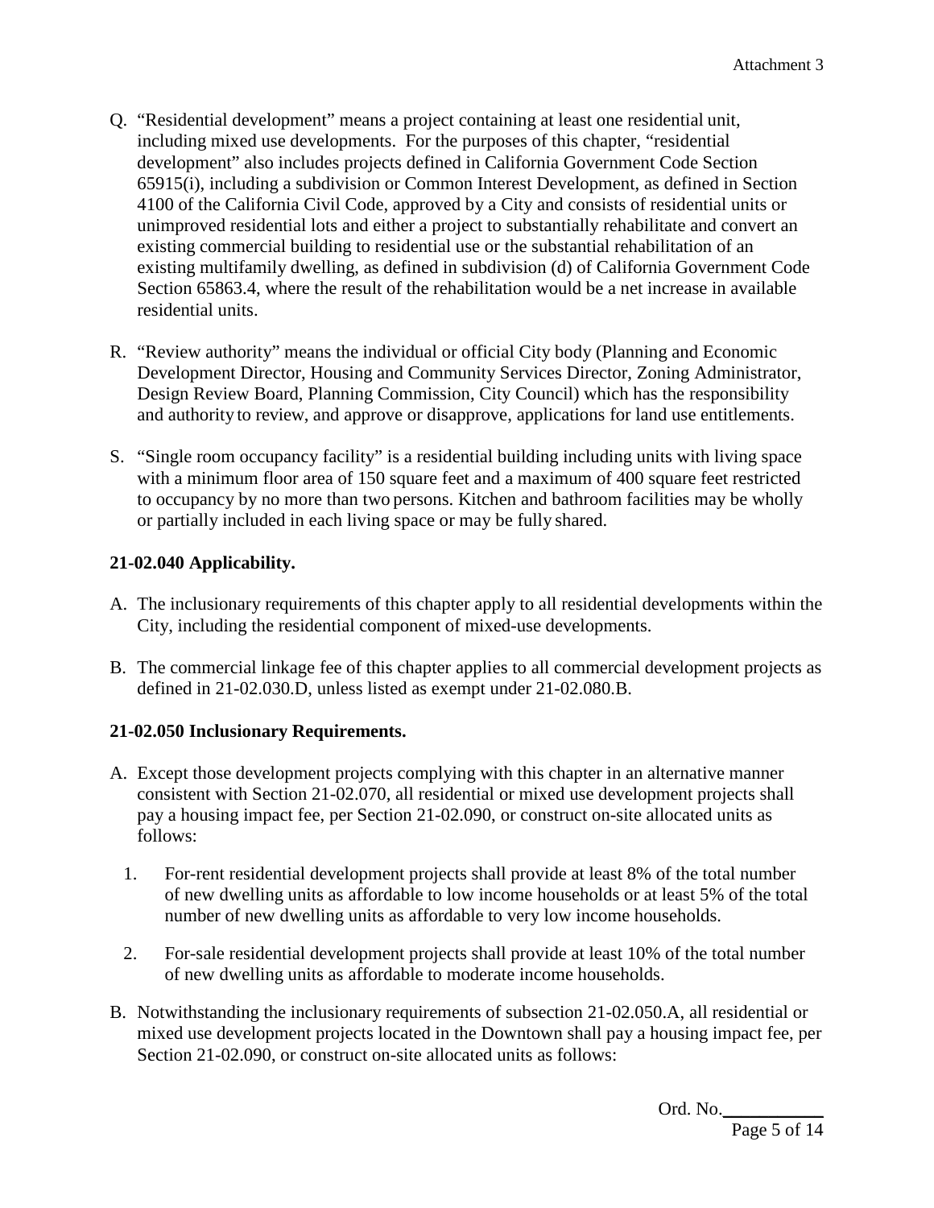Q. "Residential development" means a project containing at least one residential unit, including mixed use developments. For the purposes of this chapter, "residential development" also includes projects defined in California Government Code Section 65915(i), including a subdivision or Common Interest Development, as defined in Section 4100 of the California Civil Code, approved by a City and consists of residential units or unimproved residential lots and either a project to substantially rehabilitate and convert an existing commercial building to residential use or the substantial rehabilitation of an existing multifamily dwelling, as defined in subdivision (d) of California Government Code Section 65863.4, where the result of the rehabilitation would be a net increase in available residential units.

R. "Review authority" means the individual or official City body (Planning and Economic Development Director, Housing and Community Services Director, Zoning Administrator, Design Review Board, Planning Commission, City Council) which has the responsibility and authority to review, and approve or disapprove, applications for land use entitlements.

S. "Single room occupancy facility" is a residential building including units with living space with a minimum floor area of 150 square feet and a maximum of 400 square feet restricted to occupancy by no more than two persons. Kitchen and bathroom facilities may be wholly or partially included in each living space or may be fully shared.

**21-02.040 Applicability.**

A. The inclusionary requirements of this chapter apply to all residential developments within the City, including the residential component of mixed-use developments.

B. The commercial linkage fee of this chapter applies to all commercial development projects as defined in 21-02.030.D, unless listed as exempt under 21-02.080.B.

**21-02.050 Inclusionary Requirements.**

A. Except those development projects complying with this chapter in an alternative manner consistent with Section 21-02.070, all residential or mixed use development projects shall pay a housing impact fee, per Section 21-02.090, or construct on-site allocated units as follows:

1. For-rent residential development projects shall provide at least 8% of the total number of new dwelling units as affordable to low income households or at least 5% of the total number of new dwelling units as affordable to very low income households.

2. For-sale residential development projects shall provide at least 10% of the total number of new dwelling units as affordable to moderate income households.

B. Notwithstanding the inclusionary requirements of subsection 21-02.050.A, all residential or mixed use development projects located in the Downtown shall pay a housing impact fee, per Section 21-02.090, or construct on-site allocated units as follows:

Ord. No.\_\_\_\_\_\_\_\_\_\_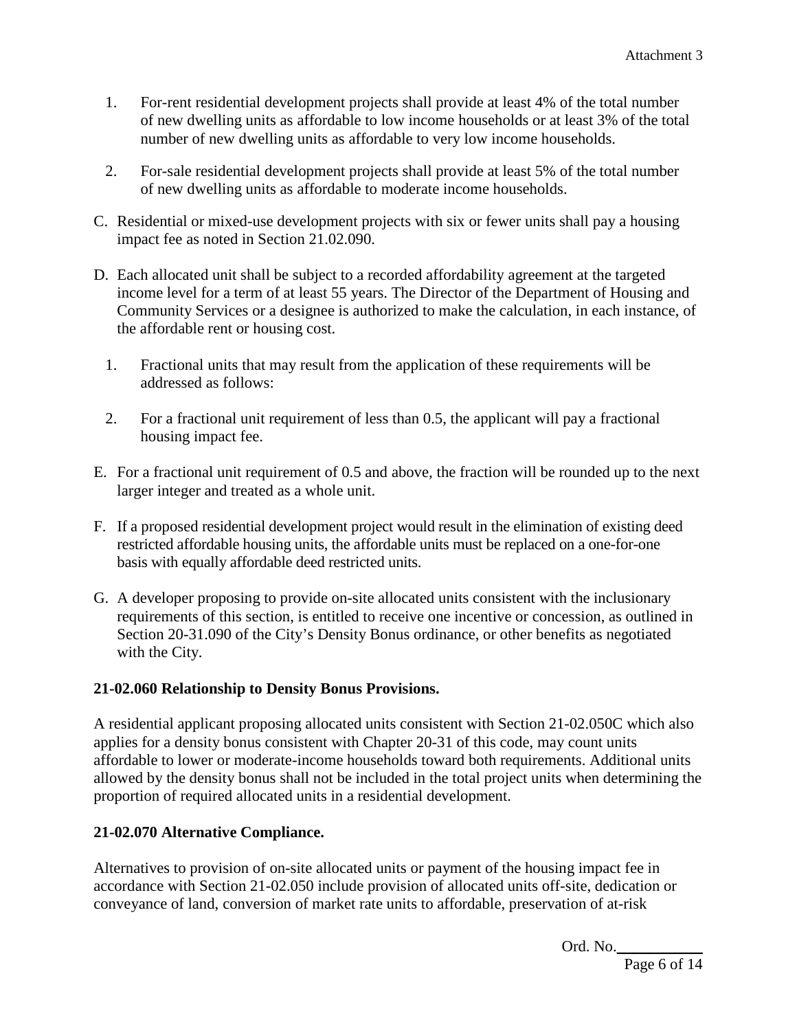1. For-rent residential development projects shall provide at least 4% of the total number of new dwelling units as affordable to low income households or at least 3% of the total number of new dwelling units as affordable to very low income households.

2. For-sale residential development projects shall provide at least 5% of the total number of new dwelling units as affordable to moderate income households.

C. Residential or mixed-use development projects with six or fewer units shall pay a housing impact fee as noted in Section 21.02.090.

D. Each allocated unit shall be subject to a recorded affordability agreement at the targeted income level for a term of at least 55 years. The Director of the Department of Housing and Community Services or a designee is authorized to make the calculation, in each instance, of the affordable rent or housing cost.

   1. Fractional units that may result from the application of these requirements will be addressed as follows:

   2. For a fractional unit requirement of less than 0.5, the applicant will pay a fractional housing impact fee.

E. For a fractional unit requirement of 0.5 and above, the fraction will be rounded up to the next larger integer and treated as a whole unit.

F. If a proposed residential development project would result in the elimination of existing deed restricted affordable housing units, the affordable units must be replaced on a one-for-one basis with equally affordable deed restricted units.

G. A developer proposing to provide on-site allocated units consistent with the inclusionary requirements of this section, is entitled to receive one incentive or concession, as outlined in Section 20-31.090 of the City's Density Bonus ordinance, or other benefits as negotiated with the City.

**21-02.060 Relationship to Density Bonus Provisions.**

A residential applicant proposing allocated units consistent with Section 21-02.050C which also applies for a density bonus consistent with Chapter 20-31 of this code, may count units affordable to lower or moderate-income households toward both requirements. Additional units allowed by the density bonus shall not be included in the total project units when determining the proportion of required allocated units in a residential development.

**21-02.070 Alternative Compliance.**

Alternatives to provision of on-site allocated units or payment of the housing impact fee in accordance with Section 21-02.050 include provision of allocated units off-site, dedication or conveyance of land, conversion of market rate units to affordable, preservation of at-risk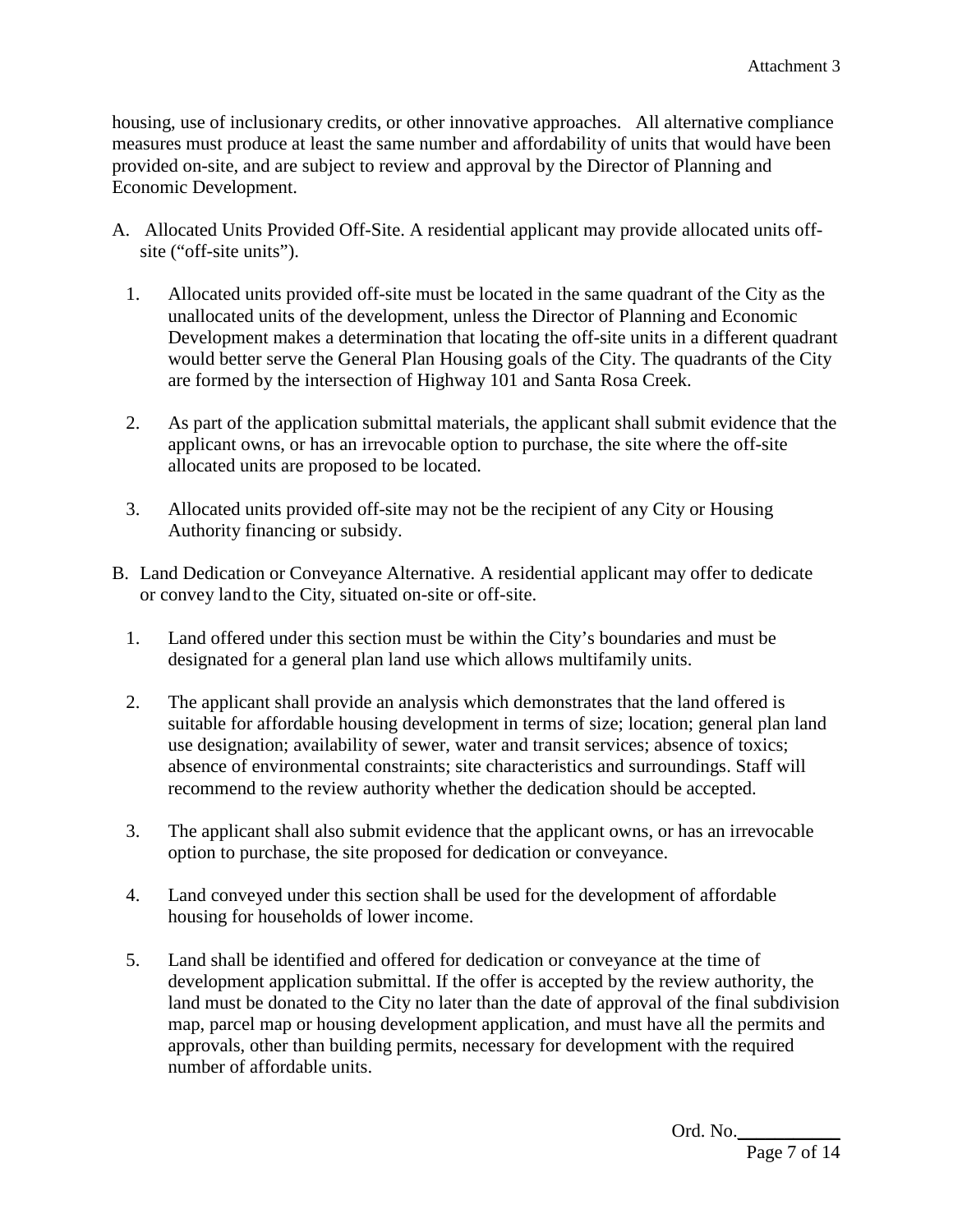housing, use of inclusionary credits, or other innovative approaches. All alternative compliance measures must produce at least the same number and affordability of units that would have been provided on-site, and are subject to review and approval by the Director of Planning and Economic Development.

A. Allocated Units Provided Off-Site. A residential applicant may provide allocated units off-site ("off-site units").

   1. Allocated units provided off-site must be located in the same quadrant of the City as the unallocated units of the development, unless the Director of Planning and Economic Development makes a determination that locating the off-site units in a different quadrant would better serve the General Plan Housing goals of the City. The quadrants of the City are formed by the intersection of Highway 101 and Santa Rosa Creek.

   2. As part of the application submittal materials, the applicant shall submit evidence that the applicant owns, or has an irrevocable option to purchase, the site where the off-site allocated units are proposed to be located.

   3. Allocated units provided off-site may not be the recipient of any City or Housing Authority financing or subsidy.

B. Land Dedication or Conveyance Alternative. A residential applicant may offer to dedicate or convey land to the City, situated on-site or off-site.

   1. Land offered under this section must be within the City's boundaries and must be designated for a general plan land use which allows multifamily units.

   2. The applicant shall provide an analysis which demonstrates that the land offered is suitable for affordable housing development in terms of size; location; general plan land use designation; availability of sewer, water and transit services; absence of toxics; absence of environmental constraints; site characteristics and surroundings. Staff will recommend to the review authority whether the dedication should be accepted.

   3. The applicant shall also submit evidence that the applicant owns, or has an irrevocable option to purchase, the site proposed for dedication or conveyance.

   4. Land conveyed under this section shall be used for the development of affordable housing for households of lower income.

   5. Land shall be identified and offered for dedication or conveyance at the time of development application submittal. If the offer is accepted by the review authority, the land must be donated to the City no later than the date of approval of the final subdivision map, parcel map or housing development application, and must have all the permits and approvals, other than building permits, necessary for development with the required number of affordable units.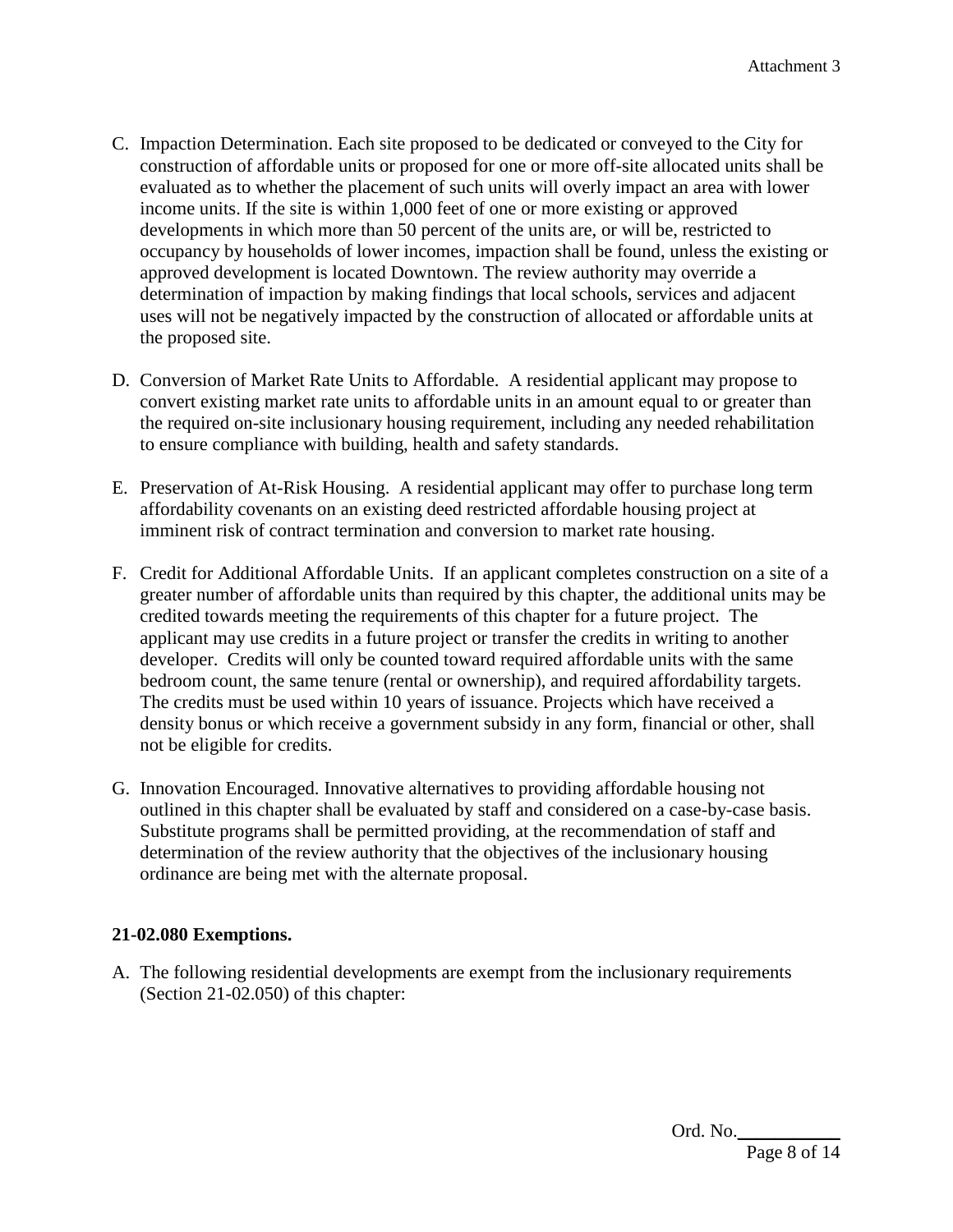C. Impaction Determination. Each site proposed to be dedicated or conveyed to the City for construction of affordable units or proposed for one or more off-site allocated units shall be evaluated as to whether the placement of such units will overly impact an area with lower income units. If the site is within 1,000 feet of one or more existing or approved developments in which more than 50 percent of the units are, or will be, restricted to occupancy by households of lower incomes, impaction shall be found, unless the existing or approved development is located Downtown. The review authority may override a determination of impaction by making findings that local schools, services and adjacent uses will not be negatively impacted by the construction of allocated or affordable units at the proposed site.

D. Conversion of Market Rate Units to Affordable. A residential applicant may propose to convert existing market rate units to affordable units in an amount equal to or greater than the required on-site inclusionary housing requirement, including any needed rehabilitation to ensure compliance with building, health and safety standards.

E. Preservation of At-Risk Housing. A residential applicant may offer to purchase long term affordability covenants on an existing deed restricted affordable housing project at imminent risk of contract termination and conversion to market rate housing.

F. Credit for Additional Affordable Units. If an applicant completes construction on a site of a greater number of affordable units than required by this chapter, the additional units may be credited towards meeting the requirements of this chapter for a future project. The applicant may use credits in a future project or transfer the credits in writing to another developer. Credits will only be counted toward required affordable units with the same bedroom count, the same tenure (rental or ownership), and required affordability targets. The credits must be used within 10 years of issuance. Projects which have received a density bonus or which receive a government subsidy in any form, financial or other, shall not be eligible for credits.

G. Innovation Encouraged. Innovative alternatives to providing affordable housing not outlined in this chapter shall be evaluated by staff and considered on a case-by-case basis. Substitute programs shall be permitted providing, at the recommendation of staff and determination of the review authority that the objectives of the inclusionary housing ordinance are being met with the alternate proposal.

**21-02.080 Exemptions.**

A. The following residential developments are exempt from the inclusionary requirements (Section 21-02.050) of this chapter: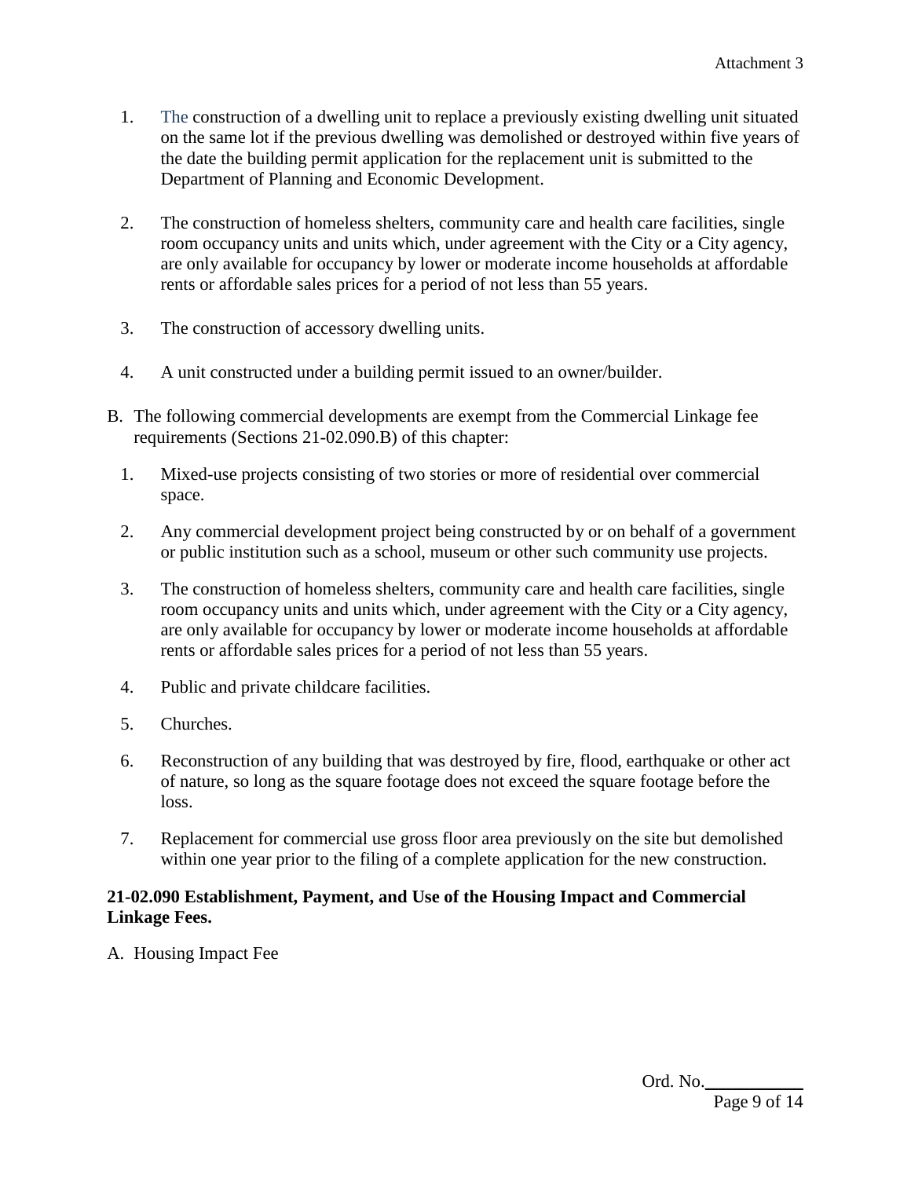1. The construction of a dwelling unit to replace a previously existing dwelling unit situated on the same lot if the previous dwelling was demolished or destroyed within five years of the date the building permit application for the replacement unit is submitted to the Department of Planning and Economic Development.

2. The construction of homeless shelters, community care and health care facilities, single room occupancy units and units which, under agreement with the City or a City agency, are only available for occupancy by lower or moderate income households at affordable rents or affordable sales prices for a period of not less than 55 years.

3. The construction of accessory dwelling units.

4. A unit constructed under a building permit issued to an owner/builder.

B. The following commercial developments are exempt from the Commercial Linkage fee requirements (Sections 21-02.090.B) of this chapter:

1. Mixed-use projects consisting of two stories or more of residential over commercial space.

2. Any commercial development project being constructed by or on behalf of a government or public institution such as a school, museum or other such community use projects.

3. The construction of homeless shelters, community care and health care facilities, single room occupancy units and units which, under agreement with the City or a City agency, are only available for occupancy by lower or moderate income households at affordable rents or affordable sales prices for a period of not less than 55 years.

4. Public and private childcare facilities.

5. Churches.

6. Reconstruction of any building that was destroyed by fire, flood, earthquake or other act of nature, so long as the square footage does not exceed the square footage before the loss.

7. Replacement for commercial use gross floor area previously on the site but demolished within one year prior to the filing of a complete application for the new construction.

**21-02.090 Establishment, Payment, and Use of the Housing Impact and Commercial Linkage Fees.**

A. Housing Impact Fee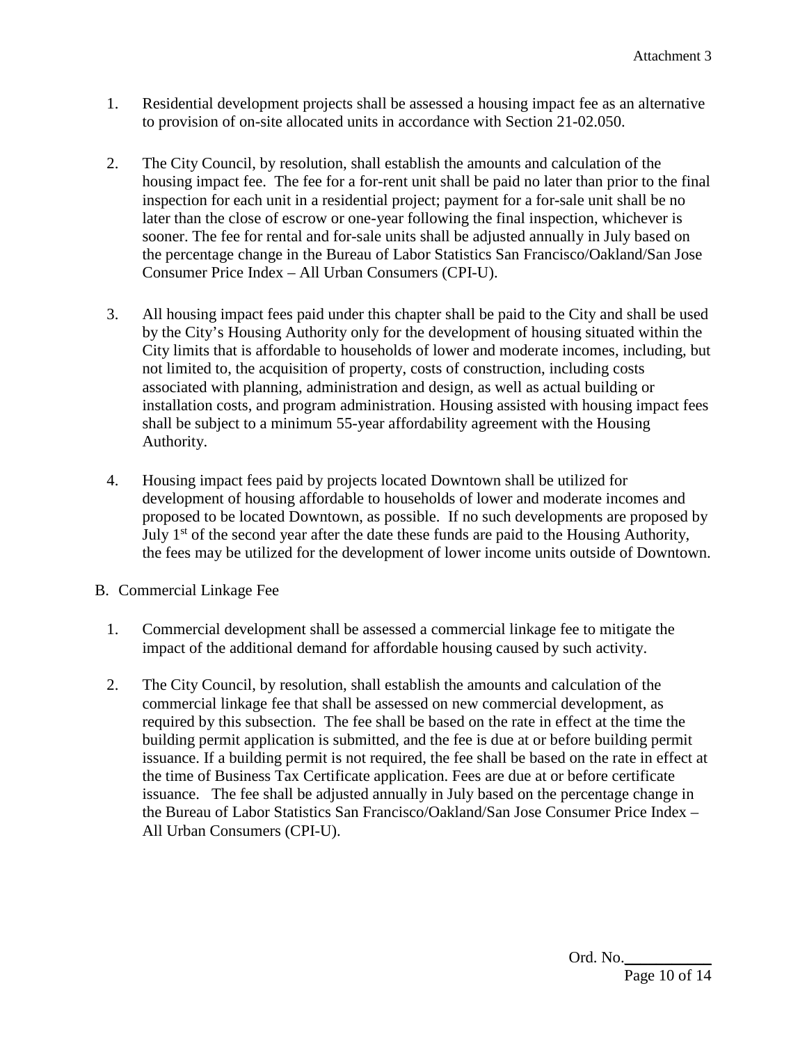1. Residential development projects shall be assessed a housing impact fee as an alternative to provision of on-site allocated units in accordance with Section 21-02.050.

2. The City Council, by resolution, shall establish the amounts and calculation of the housing impact fee. The fee for a for-rent unit shall be paid no later than prior to the final inspection for each unit in a residential project; payment for a for-sale unit shall be no later than the close of escrow or one-year following the final inspection, whichever is sooner. The fee for rental and for-sale units shall be adjusted annually in July based on the percentage change in the Bureau of Labor Statistics San Francisco/Oakland/San Jose Consumer Price Index – All Urban Consumers (CPI-U).

3. All housing impact fees paid under this chapter shall be paid to the City and shall be used by the City's Housing Authority only for the development of housing situated within the City limits that is affordable to households of lower and moderate incomes, including, but not limited to, the acquisition of property, costs of construction, including costs associated with planning, administration and design, as well as actual building or installation costs, and program administration. Housing assisted with housing impact fees shall be subject to a minimum 55-year affordability agreement with the Housing Authority.

4. Housing impact fees paid by projects located Downtown shall be utilized for development of housing affordable to households of lower and moderate incomes and proposed to be located Downtown, as possible. If no such developments are proposed by July 1st of the second year after the date these funds are paid to the Housing Authority, the fees may be utilized for the development of lower income units outside of Downtown.

B. Commercial Linkage Fee

1. Commercial development shall be assessed a commercial linkage fee to mitigate the impact of the additional demand for affordable housing caused by such activity.

2. The City Council, by resolution, shall establish the amounts and calculation of the commercial linkage fee that shall be assessed on new commercial development, as required by this subsection. The fee shall be based on the rate in effect at the time the building permit application is submitted, and the fee is due at or before building permit issuance. If a building permit is not required, the fee shall be based on the rate in effect at the time of Business Tax Certificate application. Fees are due at or before certificate issuance. The fee shall be adjusted annually in July based on the percentage change in the Bureau of Labor Statistics San Francisco/Oakland/San Jose Consumer Price Index – All Urban Consumers (CPI-U).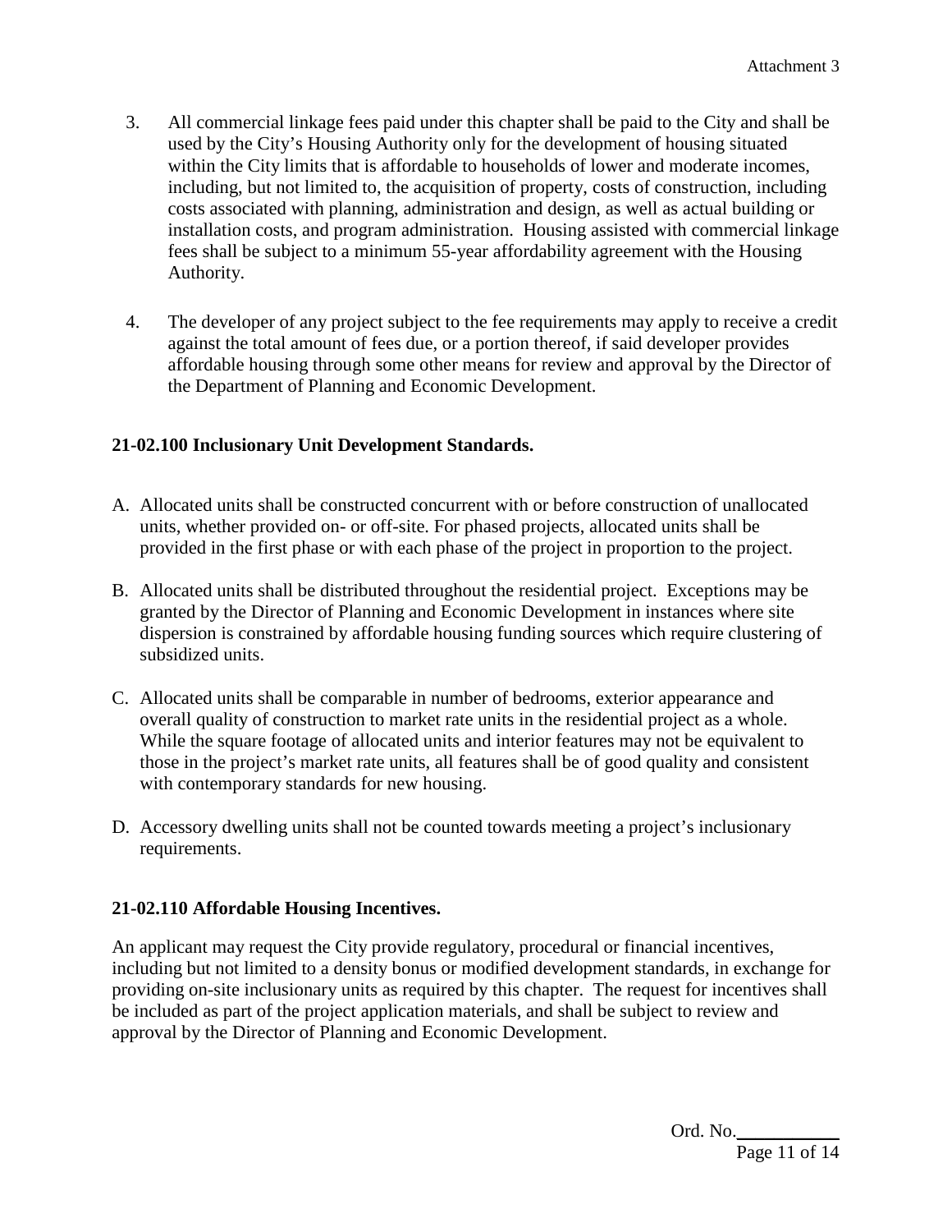3. All commercial linkage fees paid under this chapter shall be paid to the City and shall be used by the City's Housing Authority only for the development of housing situated within the City limits that is affordable to households of lower and moderate incomes, including, but not limited to, the acquisition of property, costs of construction, including costs associated with planning, administration and design, as well as actual building or installation costs, and program administration. Housing assisted with commercial linkage fees shall be subject to a minimum 55-year affordability agreement with the Housing Authority.

4. The developer of any project subject to the fee requirements may apply to receive a credit against the total amount of fees due, or a portion thereof, if said developer provides affordable housing through some other means for review and approval by the Director of the Department of Planning and Economic Development.

### 21-02.100 Inclusionary Unit Development Standards.

A. Allocated units shall be constructed concurrent with or before construction of unallocated units, whether provided on- or off-site. For phased projects, allocated units shall be provided in the first phase or with each phase of the project in proportion to the project.

B. Allocated units shall be distributed throughout the residential project. Exceptions may be granted by the Director of Planning and Economic Development in instances where site dispersion is constrained by affordable housing funding sources which require clustering of subsidized units.

C. Allocated units shall be comparable in number of bedrooms, exterior appearance and overall quality of construction to market rate units in the residential project as a whole. While the square footage of allocated units and interior features may not be equivalent to those in the project's market rate units, all features shall be of good quality and consistent with contemporary standards for new housing.

D. Accessory dwelling units shall not be counted towards meeting a project's inclusionary requirements.

### 21-02.110 Affordable Housing Incentives.

An applicant may request the City provide regulatory, procedural or financial incentives, including but not limited to a density bonus or modified development standards, in exchange for providing on-site inclusionary units as required by this chapter. The request for incentives shall be included as part of the project application materials, and shall be subject to review and approval by the Director of Planning and Economic Development.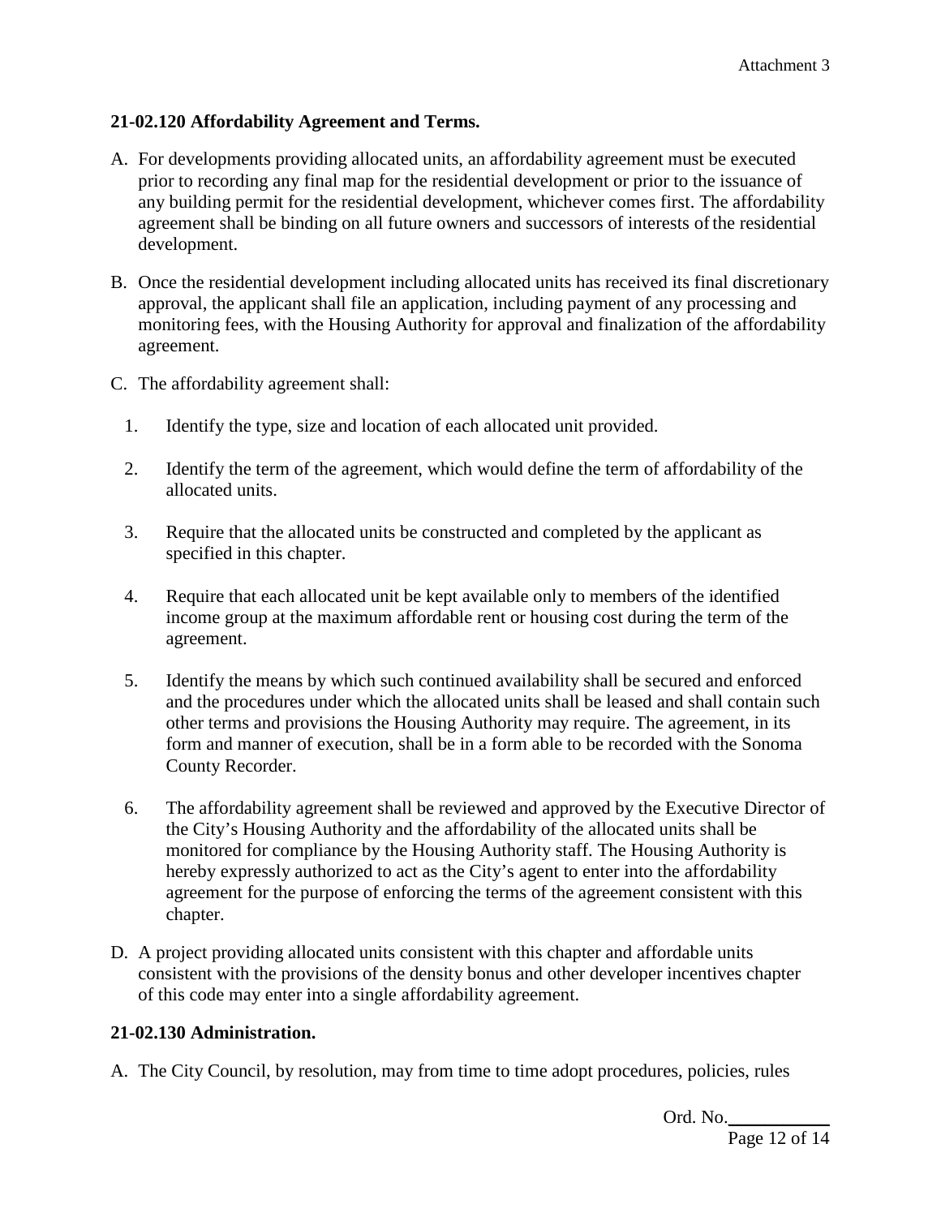**21-02.120 Affordability Agreement and Terms.**

A. For developments providing allocated units, an affordability agreement must be executed prior to recording any final map for the residential development or prior to the issuance of any building permit for the residential development, whichever comes first. The affordability agreement shall be binding on all future owners and successors of interests of the residential development.

B. Once the residential development including allocated units has received its final discretionary approval, the applicant shall file an application, including payment of any processing and monitoring fees, with the Housing Authority for approval and finalization of the affordability agreement.

C. The affordability agreement shall:

   1. Identify the type, size and location of each allocated unit provided.

   2. Identify the term of the agreement, which would define the term of affordability of the allocated units.

   3. Require that the allocated units be constructed and completed by the applicant as specified in this chapter.

   4. Require that each allocated unit be kept available only to members of the identified income group at the maximum affordable rent or housing cost during the term of the agreement.

   5. Identify the means by which such continued availability shall be secured and enforced and the procedures under which the allocated units shall be leased and shall contain such other terms and provisions the Housing Authority may require. The agreement, in its form and manner of execution, shall be in a form able to be recorded with the Sonoma County Recorder.

   6. The affordability agreement shall be reviewed and approved by the Executive Director of the City's Housing Authority and the affordability of the allocated units shall be monitored for compliance by the Housing Authority staff. The Housing Authority is hereby expressly authorized to act as the City's agent to enter into the affordability agreement for the purpose of enforcing the terms of the agreement consistent with this chapter.

D. A project providing allocated units consistent with this chapter and affordable units consistent with the provisions of the density bonus and other developer incentives chapter of this code may enter into a single affordability agreement.

**21-02.130 Administration.**

A. The City Council, by resolution, may from time to time adopt procedures, policies, rules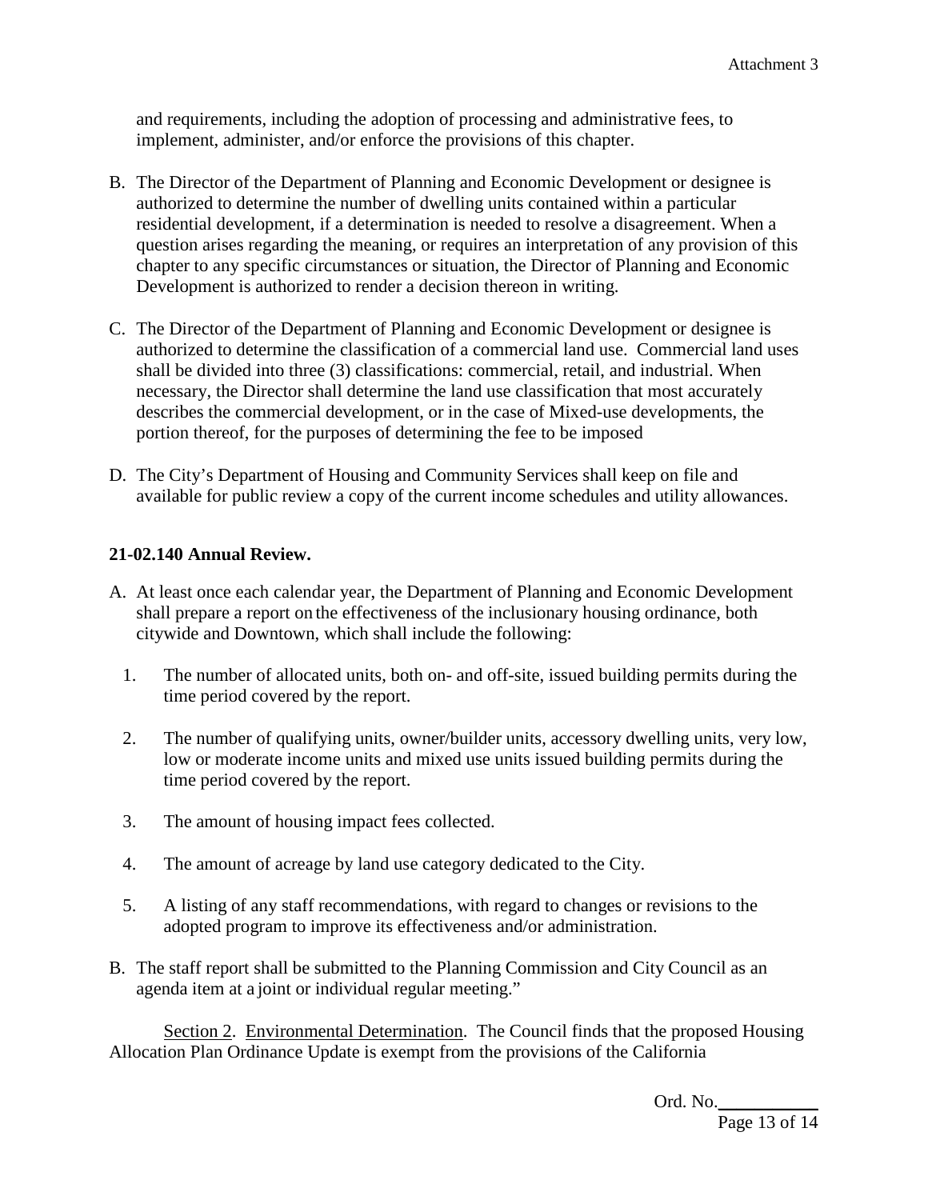and requirements, including the adoption of processing and administrative fees, to implement, administer, and/or enforce the provisions of this chapter.

B. The Director of the Department of Planning and Economic Development or designee is authorized to determine the number of dwelling units contained within a particular residential development, if a determination is needed to resolve a disagreement. When a question arises regarding the meaning, or requires an interpretation of any provision of this chapter to any specific circumstances or situation, the Director of Planning and Economic Development is authorized to render a decision thereon in writing.

C. The Director of the Department of Planning and Economic Development or designee is authorized to determine the classification of a commercial land use. Commercial land uses shall be divided into three (3) classifications: commercial, retail, and industrial. When necessary, the Director shall determine the land use classification that most accurately describes the commercial development, or in the case of Mixed-use developments, the portion thereof, for the purposes of determining the fee to be imposed

D. The City's Department of Housing and Community Services shall keep on file and available for public review a copy of the current income schedules and utility allowances.

**21-02.140 Annual Review.**

A. At least once each calendar year, the Department of Planning and Economic Development shall prepare a report on the effectiveness of the inclusionary housing ordinance, both citywide and Downtown, which shall include the following:

   1. The number of allocated units, both on- and off-site, issued building permits during the time period covered by the report.

   2. The number of qualifying units, owner/builder units, accessory dwelling units, very low, low or moderate income units and mixed use units issued building permits during the time period covered by the report.

   3. The amount of housing impact fees collected.

   4. The amount of acreage by land use category dedicated to the City.

   5. A listing of any staff recommendations, with regard to changes or revisions to the adopted program to improve its effectiveness and/or administration.

B. The staff report shall be submitted to the Planning Commission and City Council as an agenda item at a joint or individual regular meeting."

Section 2. Environmental Determination. The Council finds that the proposed Housing Allocation Plan Ordinance Update is exempt from the provisions of the California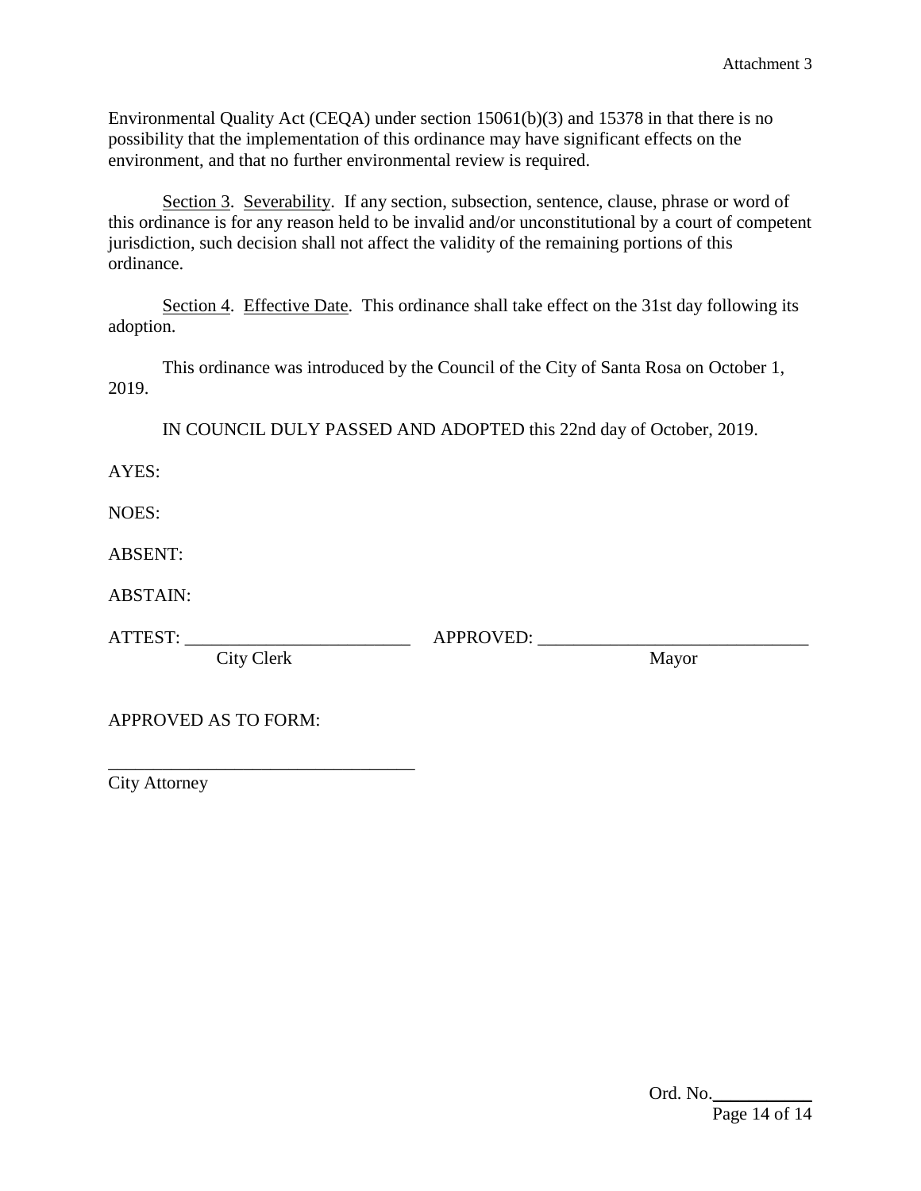Environmental Quality Act (CEQA) under section 15061(b)(3) and 15378 in that there is no possibility that the implementation of this ordinance may have significant effects on the environment, and that no further environmental review is required.

Section 3. Severability. If any section, subsection, sentence, clause, phrase or word of this ordinance is for any reason held to be invalid and/or unconstitutional by a court of competent jurisdiction, such decision shall not affect the validity of the remaining portions of this ordinance.

Section 4. Effective Date. This ordinance shall take effect on the 31st day following its adoption.

This ordinance was introduced by the Council of the City of Santa Rosa on October 1, 2019.

IN COUNCIL DULY PASSED AND ADOPTED this 22nd day of October, 2019.

AYES:

NOES:

ABSENT:

ABSTAIN:

ATTEST: ________________________ City Clerk

APPROVED: ____________________________ Mayor

APPROVED AS TO FORM:

________________________________
City Attorney

Ord. No.__________